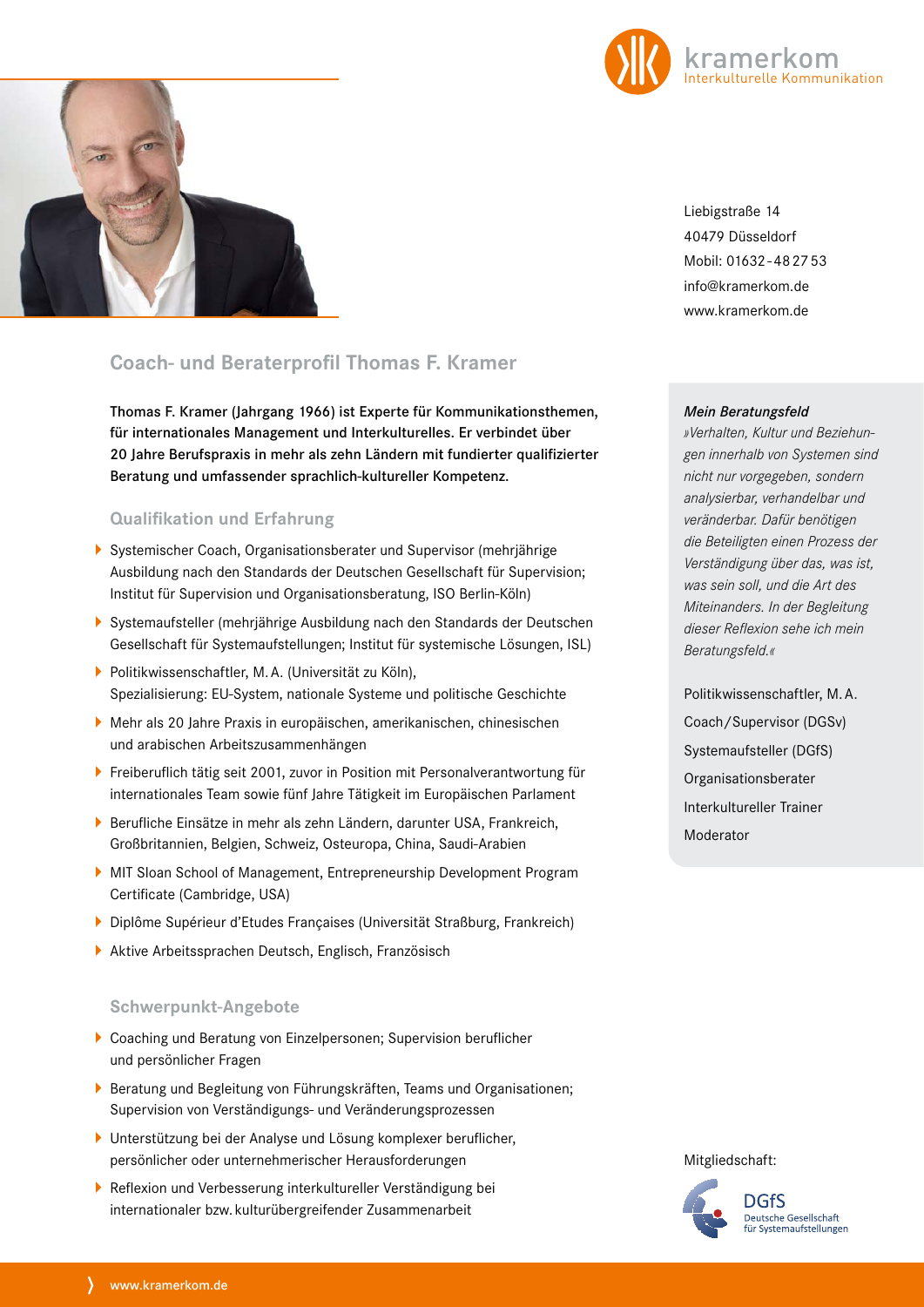kramerkom
Interkulturelle Kommunikation

Liebigstraße 14
40479 Düsseldorf
Mobil: 01632 - 48 27 53
info@kramerkom.de
www.kramerkom.de

# Coach- und Beraterprofil Thomas F. Kramer

**Thomas F. Kramer (Jahrgang 1966) ist Experte für Kommunikationsthemen, für internationales Management und Interkulturelles. Er verbindet über 20 Jahre Berufspraxis in mehr als zehn Ländern mit fundierter qualifizierter Beratung und umfassender sprachlich-kultureller Kompetenz.**

## Qualifikation und Erfahrung

- Systemischer Coach, Organisationsberater und Supervisor (mehrjährige Ausbildung nach den Standards der Deutschen Gesellschaft für Supervision; Institut für Supervision und Organisationsberatung, ISO Berlin-Köln)
- Systemaufsteller (mehrjährige Ausbildung nach den Standards der Deutschen Gesellschaft für Systemaufstellungen; Institut für systemische Lösungen, ISL)
- Politikwissenschaftler, M. A. (Universität zu Köln), Spezialisierung: EU-System, nationale Systeme und politische Geschichte
- Mehr als 20 Jahre Praxis in europäischen, amerikanischen, chinesischen und arabischen Arbeitszusammenhängen
- Freiberuflich tätig seit 2001, zuvor in Position mit Personalverantwortung für internationales Team sowie fünf Jahre Tätigkeit im Europäischen Parlament
- Berufliche Einsätze in mehr als zehn Ländern, darunter USA, Frankreich, Großbritannien, Belgien, Schweiz, Osteuropa, China, Saudi-Arabien
- MIT Sloan School of Management, Entrepreneurship Development Program Certificate (Cambridge, USA)
- Diplôme Supérieur d'Etudes Françaises (Universität Straßburg, Frankreich)
- Aktive Arbeitssprachen Deutsch, Englisch, Französisch

## Schwerpunkt-Angebote

- Coaching und Beratung von Einzelpersonen; Supervision beruflicher und persönlicher Fragen
- Beratung und Begleitung von Führungskräften, Teams und Organisationen; Supervision von Verständigungs- und Veränderungsprozessen
- Unterstützung bei der Analyse und Lösung komplexer beruflicher, persönlicher oder unternehmerischer Herausforderungen
- Reflexion und Verbesserung interkultureller Verständigung bei internationaler bzw. kulturübergreifender Zusammenarbeit

***Mein Beratungsfeld***

*»Verhalten, Kultur und Beziehungen innerhalb von Systemen sind nicht nur vorgegeben, sondern analysierbar, verhandelbar und veränderbar. Dafür benötigen die Beteiligten einen Prozess der Verständigung über das, was ist, was sein soll, und die Art des Miteinanders. In der Begleitung dieser Reflexion sehe ich mein Beratungsfeld.«*

Politikwissenschaftler, M. A.
Coach/Supervisor (DGSv)
Systemaufsteller (DGfS)
Organisationsberater
Interkultureller Trainer
Moderator

Mitgliedschaft:

DGfS
Deutsche Gesellschaft für Systemaufstellungen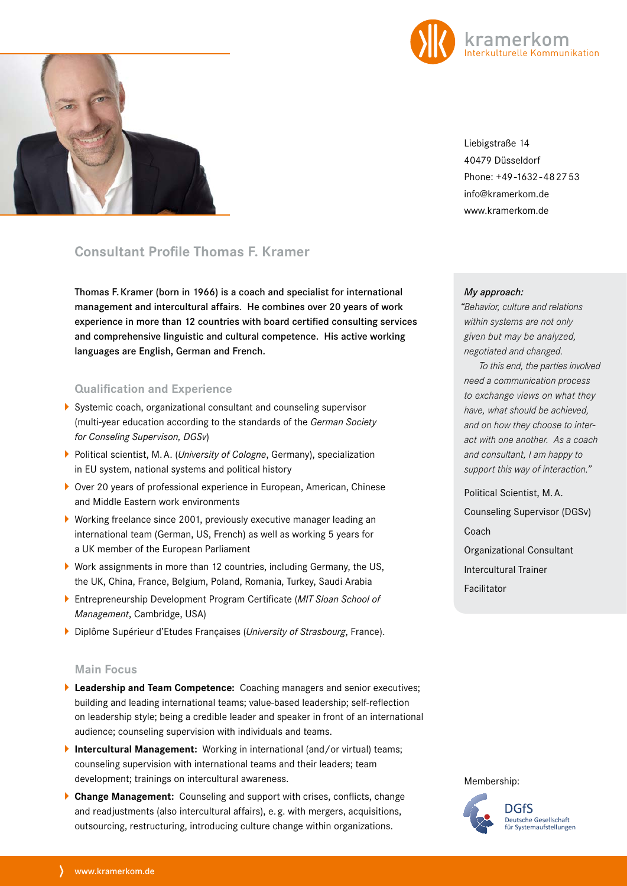kramerkom
Interkulturelle Kommunikation

Liebigstraße 14
40479 Düsseldorf
Phone: +49-1632-48 27 53
info@kramerkom.de
www.kramerkom.de

# Consultant Profile Thomas F. Kramer

**Thomas F. Kramer (born in 1966) is a coach and specialist for international management and intercultural affairs. He combines over 20 years of work experience in more than 12 countries with board certified consulting services and comprehensive linguistic and cultural competence. His active working languages are English, German and French.**

## Qualification and Experience

- Systemic coach, organizational consultant and counseling supervisor (multi-year education according to the standards of the *German Society for Conseling Supervison, DGSv*)
- Political scientist, M. A. (*University of Cologne*, Germany), specialization in EU system, national systems and political history
- Over 20 years of professional experience in European, American, Chinese and Middle Eastern work environments
- Working freelance since 2001, previously executive manager leading an international team (German, US, French) as well as working 5 years for a UK member of the European Parliament
- Work assignments in more than 12 countries, including Germany, the US, the UK, China, France, Belgium, Poland, Romania, Turkey, Saudi Arabia
- Entrepreneurship Development Program Certificate (*MIT Sloan School of Management*, Cambridge, USA)
- Diplôme Supérieur d'Etudes Françaises (*University of Strasbourg*, France).

## Main Focus

- **Leadership and Team Competence:** Coaching managers and senior executives; building and leading international teams; value-based leadership; self-reflection on leadership style; being a credible leader and speaker in front of an international audience; counseling supervision with individuals and teams.
- **Intercultural Management:** Working in international (and/or virtual) teams; counseling supervision with international teams and their leaders; team development; trainings on intercultural awareness.
- **Change Management:** Counseling and support with crises, conflicts, change and readjustments (also intercultural affairs), e. g. with mergers, acquisitions, outsourcing, restructuring, introducing culture change within organizations.

***My approach:***

*"Behavior, culture and relations within systems are not only given but may be analyzed, negotiated and changed.*

*To this end, the parties involved need a communication process to exchange views on what they have, what should be achieved, and on how they choose to interact with one another. As a coach and consultant, I am happy to support this way of interaction."*

Political Scientist, M. A.
Counseling Supervisor (DGSv)
Coach
Organizational Consultant
Intercultural Trainer
Facilitator

Membership:

DGfS
Deutsche Gesellschaft für Systemaufstellungen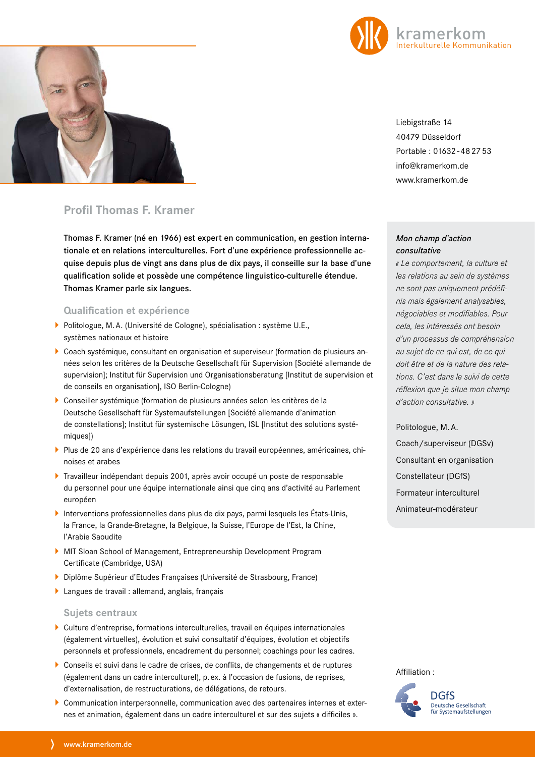kramerkom
Interkulturelle Kommunikation

Liebigstraße 14
40479 Düsseldorf
Portable : 01632 - 48 27 53
info@kramerkom.de
www.kramerkom.de

## Profil Thomas F. Kramer

**Thomas F. Kramer (né en 1966) est expert en communication, en gestion internationale et en relations interculturelles. Fort d'une expérience professionnelle acquise depuis plus de vingt ans dans plus de dix pays, il conseille sur la base d'une qualification solide et possède une compétence linguistico-culturelle étendue. Thomas Kramer parle six langues.**

### Qualification et expérience

- Politologue, M. A. (Université de Cologne), spécialisation : système U.E., systèmes nationaux et histoire
- Coach systémique, consultant en organisation et superviseur (formation de plusieurs années selon les critères de la Deutsche Gesellschaft für Supervision [Société allemande de supervision]; Institut für Supervision und Organisationsberatung [Institut de supervision et de conseils en organisation], ISO Berlin-Cologne)
- Conseiller systémique (formation de plusieurs années selon les critères de la Deutsche Gesellschaft für Systemaufstellungen [Société allemande d'animation de constellations]; Institut für systemische Lösungen, ISL [Institut des solutions systémiques])
- Plus de 20 ans d'expérience dans les relations du travail européennes, américaines, chinoises et arabes
- Travailleur indépendant depuis 2001, après avoir occupé un poste de responsable du personnel pour une équipe internationale ainsi que cinq ans d'activité au Parlement européen
- Interventions professionnelles dans plus de dix pays, parmi lesquels les États-Unis, la France, la Grande-Bretagne, la Belgique, la Suisse, l'Europe de l'Est, la Chine, l'Arabie Saoudite
- MIT Sloan School of Management, Entrepreneurship Development Program Certificate (Cambridge, USA)
- Diplôme Supérieur d'Etudes Françaises (Université de Strasbourg, France)
- Langues de travail : allemand, anglais, français

### Sujets centraux

- Culture d'entreprise, formations interculturelles, travail en équipes internationales (également virtuelles), évolution et suivi consultatif d'équipes, évolution et objectifs personnels et professionnels, encadrement du personnel; coachings pour les cadres.
- Conseils et suivi dans le cadre de crises, de conflits, de changements et de ruptures (également dans un cadre interculturel), p. ex. à l'occasion de fusions, de reprises, d'externalisation, de restructurations, de délégations, de retours.
- Communication interpersonnelle, communication avec des partenaires internes et externes et animation, également dans un cadre interculturel et sur des sujets « difficiles ».

***Mon champ d'action consultative***

*« Le comportement, la culture et les relations au sein de systèmes ne sont pas uniquement prédéfinis mais également analysables, négociables et modifiables. Pour cela, les intéressés ont besoin d'un processus de compréhension au sujet de ce qui est, de ce qui doit être et de la nature des relations. C'est dans le suivi de cette réflexion que je situe mon champ d'action consultative. »*

Politologue, M. A.
Coach / superviseur (DGSv)
Consultant en organisation
Constellateur (DGfS)
Formateur interculturel
Animateur-modérateur

Affiliation :

DGfS
Deutsche Gesellschaft für Systemaufstellungen